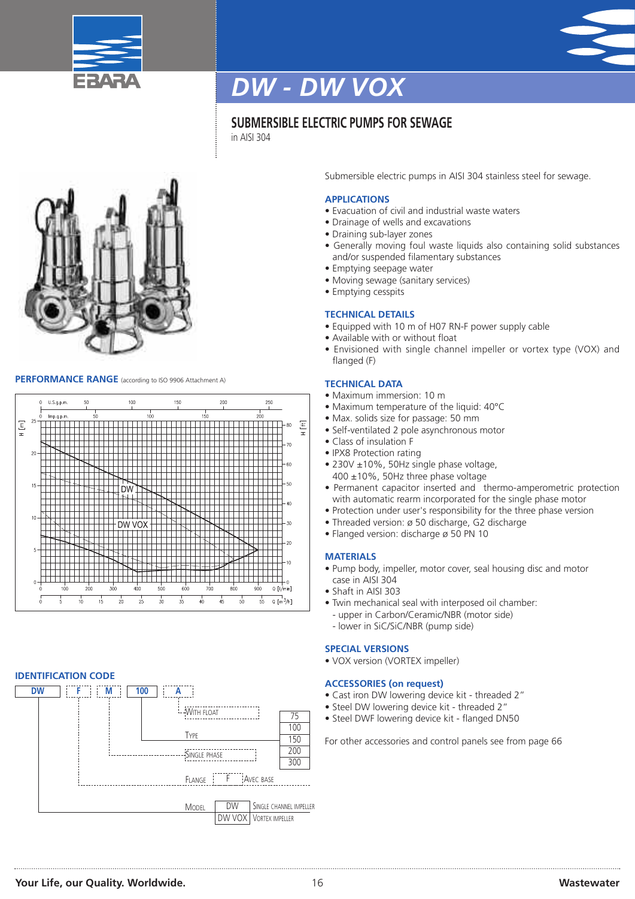EBARA

# DW - DW VOX

## SUBMERSIBLE ELECTRIC PUMPS FOR SEWAGE

in AISI 304

Submersible electric pumps in AISI 304 stainless steel for sewage.

### APPLICATIONS

- Evacuation of civil and industrial waste waters
- Drainage of wells and excavations
- Draining sub-layer zones
- Generally moving foul waste liquids also containing solid substances and/or suspended filamentary substances
- Emptying seepage water
- Moving sewage (sanitary services)
- Emptying cesspits

### TECHNICAL DETAILS

- Equipped with 10 m of H07 RN-F power supply cable
- Available with or without float
- Envisioned with single channel impeller or vortex type (VOX) and flanged (F)

### TECHNICAL DATA

- Maximum immersion: 10 m
- Maximum temperature of the liquid: 40°C
- Max. solids size for passage: 50 mm
- Self-ventilated 2 pole asynchronous motor
- Class of insulation F
- IPX8 Protection rating
- 230V ±10%, 50Hz single phase voltage, 400 ±10%, 50Hz three phase voltage
- Permanent capacitor inserted and thermo-amperometric protection with automatic rearm incorporated for the single phase motor
- Protection under user's responsibility for the three phase version
- Threaded version: ø 50 discharge, G2 discharge
- Flanged version: discharge ø 50 PN 10

### MATERIALS

- Pump body, impeller, motor cover, seal housing disc and motor case in AISI 304
- Shaft in AISI 303
- Twin mechanical seal with interposed oil chamber:
  - upper in Carbon/Ceramic/NBR (motor side)
  - lower in SiC/SiC/NBR (pump side)

### SPECIAL VERSIONS

- VOX version (VORTEX impeller)

### ACCESSORIES (on request)

- Cast iron DW lowering device kit - threaded 2"
- Steel DW lowering device kit - threaded 2"
- Steel DWF lowering device kit - flanged DN50

For other accessories and control panels see from page 66

### PERFORMANCE RANGE (according to ISO 9906 Attachment A)

U.S.g.p.m. 0 50 100 150 200 250
Imp.g.p.m. 0 50 100 150 200
H [m] 0 5 10 15 20 25
H [ft] 0 10 20 30 40 50 60 70 80
DW
DW VOX
Q [l/min] 0 100 200 300 400 500 600 700 800 900
Q [m³/h] 0 5 10 15 20 25 30 35 40 45 50 55

### IDENTIFICATION CODE

DW | F | M | 100 | A

- A: WITH FLOAT
- 100: TYPE — 75 / 100 / 150 / 200 / 300
- M: SINGLE PHASE
- F: FLANGE — F: AVEC BASE
- DW: MODEL — DW: SINGLE CHANNEL IMPELLER; DW VOX: VORTEX IMPELLER

Your Life, our Quality. Worldwide.

Wastewater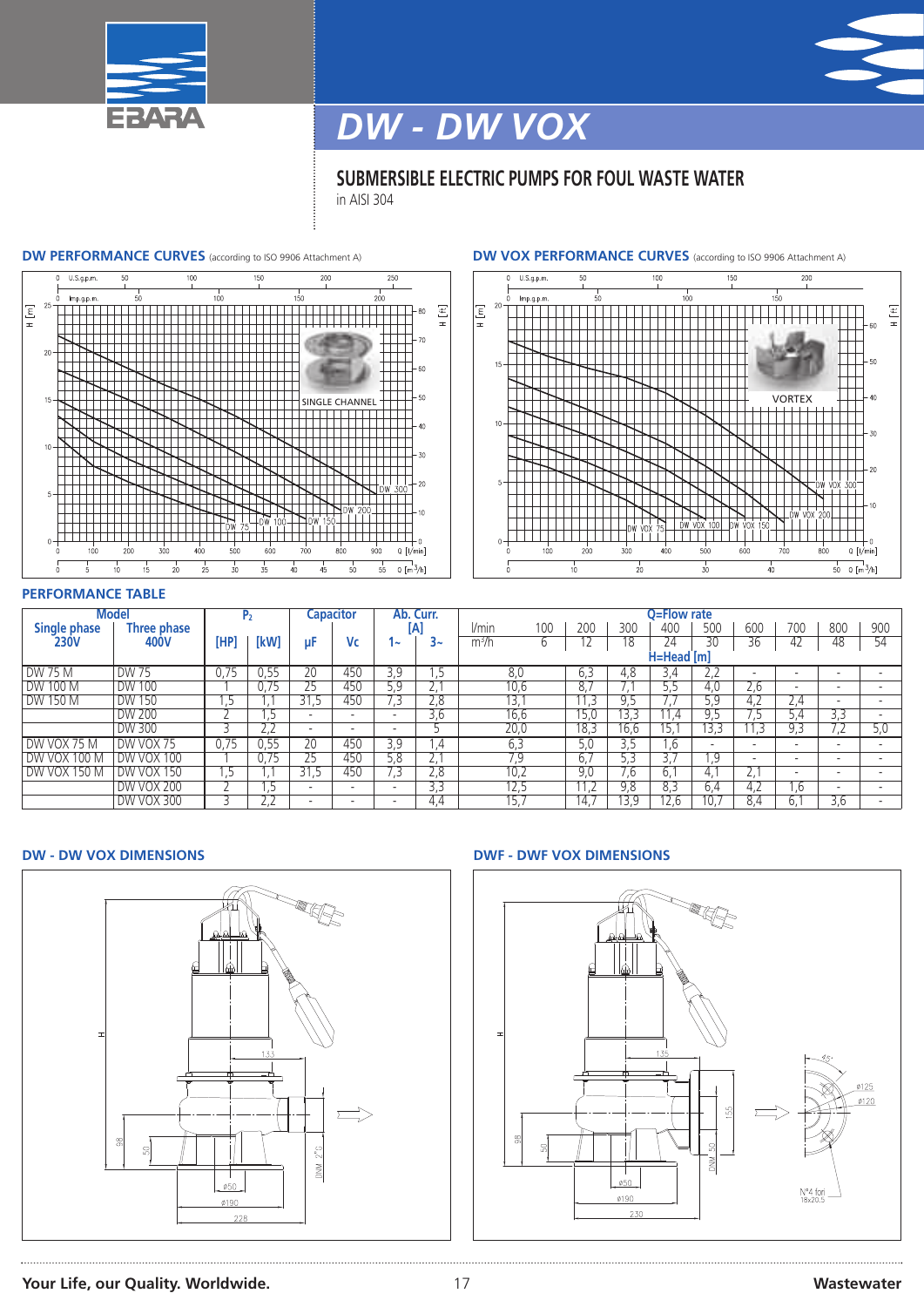# DW - DW VOX

## SUBMERSIBLE ELECTRIC PUMPS FOR FOUL WASTE WATER

in AISI 304

### DW PERFORMANCE CURVES (according to ISO 9906 Attachment A)

U.S.g.p.m. 0 50 100 150 200 250
Imp.g.p.m. 0 50 100 150 200
H [m] 0 5 10 15 20 25
H [ft] 0 10 20 30 40 50 60 70 80
SINGLE CHANNEL
DW 75, DW 100, DW 150, DW 200, DW 300
Q [l/min] 0 100 200 300 400 500 600 700 800 900
Q [m³/h] 0 5 10 15 20 25 30 35 40 45 50 55

### DW VOX PERFORMANCE CURVES (according to ISO 9906 Attachment A)

U.S.g.p.m. 0 50 100 150 200
Imp.g.p.m. 0 50 100 150
H [m] 0 5 10 15 20
H [ft] 0 10 20 30 40 50 60
VORTEX
DW VOX 75, DW VOX 100, DW VOX 150, DW VOX 200, DW VOX 300
Q [l/min] 0 100 200 300 400 500 600 700 800
Q [m³/h] 0 10 20 30 40 50

### PERFORMANCE TABLE

| Model | | $P_2$ | | Capacitor | | Ab. Curr. [A] | | Q=Flow rate | | | | | | | | | |
|---|---|---|---|---|---|---|---|---|---|---|---|---|---|---|---|---|---|
| Single phase 230V | Three phase 400V | [HP] | [kW] | μF | Vc | 1~ | 3~ | l/min | 100 | 200 | 300 | 400 | 500 | 600 | 700 | 800 | 900 |
| | | | | | | | | m³/h | 6 | 12 | 18 | 24 | 30 | 36 | 42 | 48 | 54 |
| | | | | | | | | H=Head [m] | | | | | | | | | |
| DW 75 M | DW 75 | 0,75 | 0,55 | 20 | 450 | 3,9 | 1,5 | 8,0 | 6,3 | 4,8 | 3,4 | 2,2 | - | - | - | - | |
| DW 100 M | DW 100 | 1 | 0,75 | 25 | 450 | 5,9 | 2,1 | 10,6 | 8,7 | 7,1 | 5,5 | 4,0 | 2,6 | - | - | - | |
| DW 150 M | DW 150 | 1,5 | 1,1 | 31,5 | 450 | 7,3 | 2,8 | 13,1 | 11,3 | 9,5 | 7,7 | 5,9 | 4,2 | 2,4 | - | - | |
| | DW 200 | 2 | 1,5 | - | - | - | 3,6 | 16,6 | 15,0 | 13,3 | 11,4 | 9,5 | 7,5 | 5,4 | 3,3 | - | |
| | DW 300 | 3 | 2,2 | - | - | - | 5 | 20,0 | 18,3 | 16,6 | 15,1 | 13,3 | 11,3 | 9,3 | 7,2 | 5,0 | |
| DW VOX 75 M | DW VOX 75 | 0,75 | 0,55 | 20 | 450 | 3,9 | 1,4 | 6,3 | 5,0 | 3,5 | 1,6 | - | - | - | - | - | |
| DW VOX 100 M | DW VOX 100 | 1 | 0,75 | 25 | 450 | 5,8 | 2,1 | 7,9 | 6,7 | 5,3 | 3,7 | 1,9 | - | - | - | - | |
| DW VOX 150 M | DW VOX 150 | 1,5 | 1,1 | 31,5 | 450 | 7,3 | 2,8 | 10,2 | 9,0 | 7,6 | 6,1 | 4,1 | 2,1 | - | - | - | |
| | DW VOX 200 | 2 | 1,5 | - | - | - | 3,3 | 12,5 | 11,2 | 9,8 | 8,3 | 6,4 | 4,2 | 1,6 | - | - | |
| | DW VOX 300 | 3 | 2,2 | - | - | - | 4,4 | 15,7 | 14,7 | 13,9 | 12,6 | 10,7 | 8,4 | 6,1 | 3,6 | - | |

### DW - DW VOX DIMENSIONS

H
133
98
50
ø50
ø190
228
DNM 2"G

### DWF - DWF VOX DIMENSIONS

H
135
98
50
155
ø50
ø190
230
DNM 50
45°
ø125
ø120
N°4 fori 18x20.5

**Your Life, our Quality. Worldwide.** **Wastewater**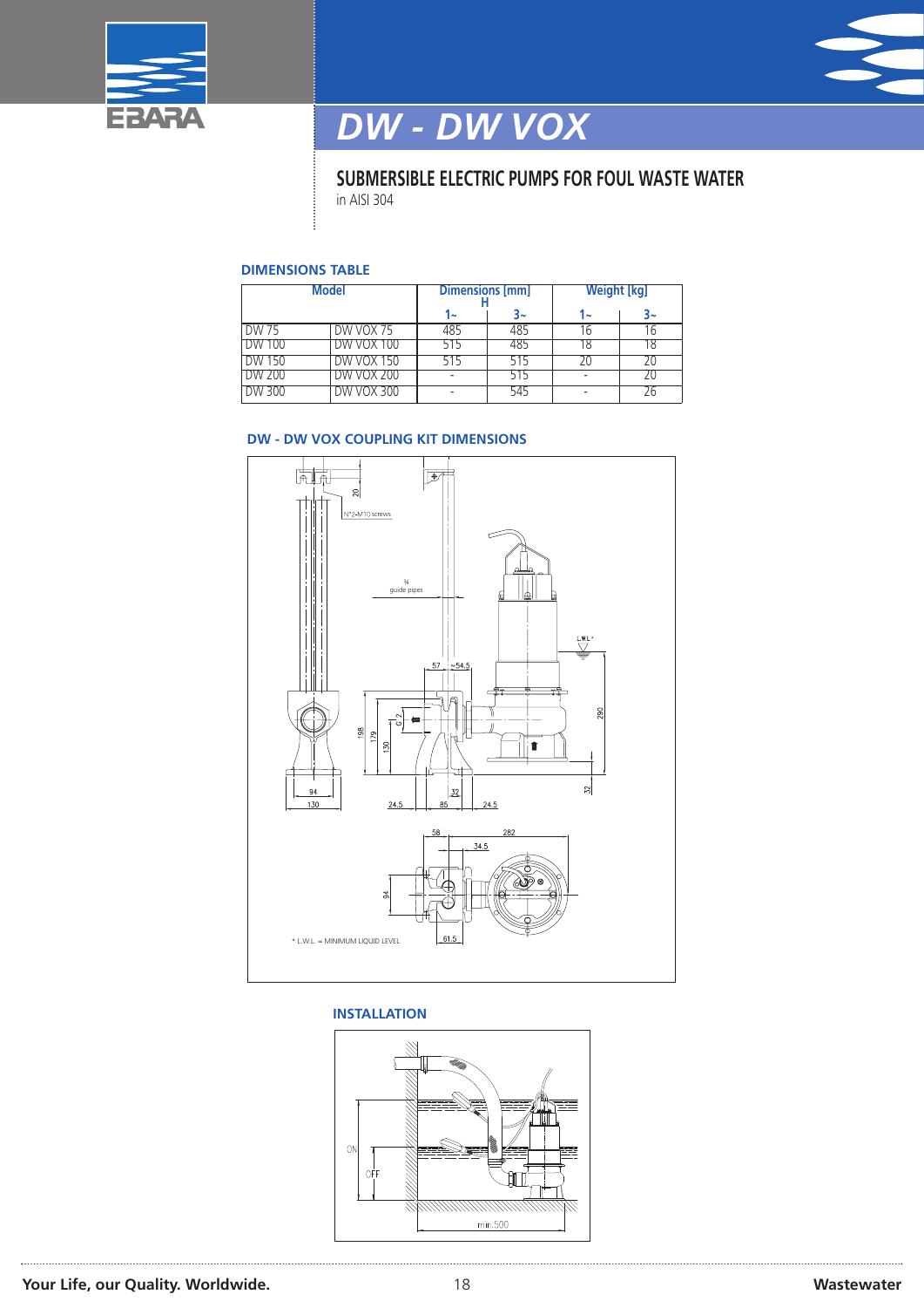# DW - DW VOX

## SUBMERSIBLE ELECTRIC PUMPS FOR FOUL WASTE WATER

in AISI 304

### DIMENSIONS TABLE

| Model | | Dimensions [mm] H | | Weight [kg] | |
|---|---|---|---|---|---|
| | | 1~ | 3~ | 1~ | 3~ |
| DW 75 | DW VOX 75 | 485 | 485 | 16 | 16 |
| DW 100 | DW VOX 100 | 515 | 485 | 18 | 18 |
| DW 150 | DW VOX 150 | 515 | 515 | 20 | 20 |
| DW 200 | DW VOX 200 | - | 515 | - | 20 |
| DW 300 | DW VOX 300 | - | 545 | - | 26 |

### DW - DW VOX COUPLING KIT DIMENSIONS

20
N°2-M10 screws
¾
guide pipes
L.W.L.*
57
~54.5
G 2
198
179
130
290
94
130
24.5
32
85
24.5
32
58
282
34.5
94
61.5

* L.W.L. = MINIMUM LIQUID LEVEL

### INSTALLATION

ON
OFF
min.500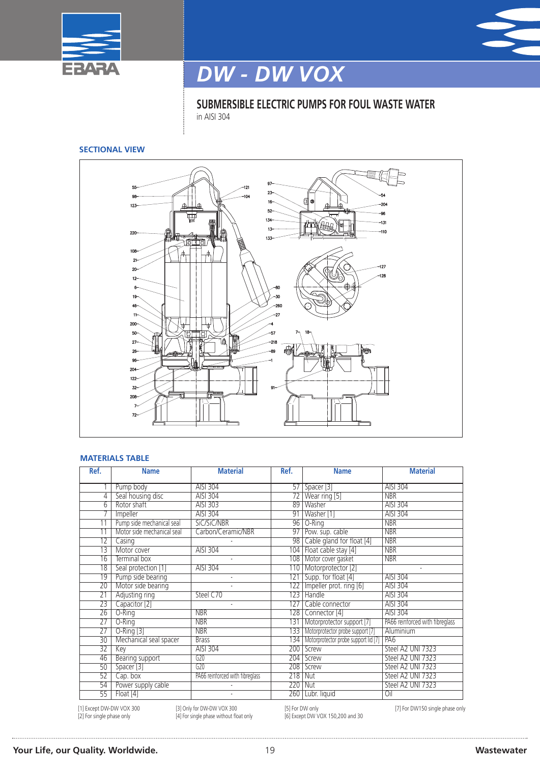# DW - DW VOX

## SUBMERSIBLE ELECTRIC PUMPS FOR FOUL WASTE WATER

in AISI 304

### SECTIONAL VIEW

55
98
123
220
108
21
20
12
6
19
46
11
200
50
27
26
96
204
122
32
208
7
72
121
104
80
30
260
27
4
57
218
89
1
97
23
16
52
134
13
133
54
204
96
131
110
127
128
7
18
91

### MATERIALS TABLE

| Ref. | Name | Material | Ref. | Name | Material |
|---|---|---|---|---|---|
| 1 | Pump body | AISI 304 | 57 | Spacer [3] | AISI 304 |
| 4 | Seal housing disc | AISI 304 | 72 | Wear ring [5] | NBR |
| 6 | Rotor shaft | AISI 303 | 89 | Washer | AISI 304 |
| 7 | Impeller | AISI 304 | 91 | Washer [1] | AISI 304 |
| 11 | Pump side mechanical seal | SiC/SiC/NBR | 96 | O-Ring | NBR |
| 11 | Motor side mechanical seal | Carbon/Ceramic/NBR | 97 | Pow. sup. cable | NBR |
| 12 | Casing | - | 98 | Cable gland for float [4] | NBR |
| 13 | Motor cover | AISI 304 | 104 | Float cable stay [4] | NBR |
| 16 | Terminal box | - | 108 | Motor cover gasket | NBR |
| 18 | Seal protection [1] | AISI 304 | 110 | Motorprotector [2] | - |
| 19 | Pump side bearing | - | 121 | Supp. for float [4] | AISI 304 |
| 20 | Motor side bearing | - | 122 | Impeller prot. ring [6] | AISI 304 |
| 21 | Adjusting ring | Steel C70 | 123 | Handle | AISI 304 |
| 23 | Capacitor [2] | - | 127 | Cable connector | AISI 304 |
| 26 | O-Ring | NBR | 128 | Connector [4] | AISI 304 |
| 27 | O-Ring | NBR | 131 | Motorprotector support [7] | PA66 reinforced with fibreglass |
| 27 | O-Ring [3] | NBR | 133 | Motorprotector probe support [7] | Aluminium |
| 30 | Mechanical seal spacer | Brass | 134 | Motorprotector probe support lid [7] | PA6 |
| 32 | Key | AISI 304 | 200 | Screw | Steel A2 UNI 7323 |
| 46 | Bearing support | G20 | 204 | Screw | Steel A2 UNI 7323 |
| 50 | Spacer [3] | G20 | 208 | Screw | Steel A2 UNI 7323 |
| 52 | Cap. box | PA66 reinforced with fibreglass | 218 | Nut | Steel A2 UNI 7323 |
| 54 | Power supply cable | - | 220 | Nut | Steel A2 UNI 7323 |
| 55 | Float [4] | - | 260 | Lubr. liquid | Oil |

[1] Except DW-DW VOX 300
[2] For single phase only
[3] Only for DW-DW VOX 300
[4] For single phase without float only
[5] For DW only
[6] Except DW VOX 150,200 and 30
[7] For DW150 single phase only

Your Life, our Quality. Worldwide. — Wastewater